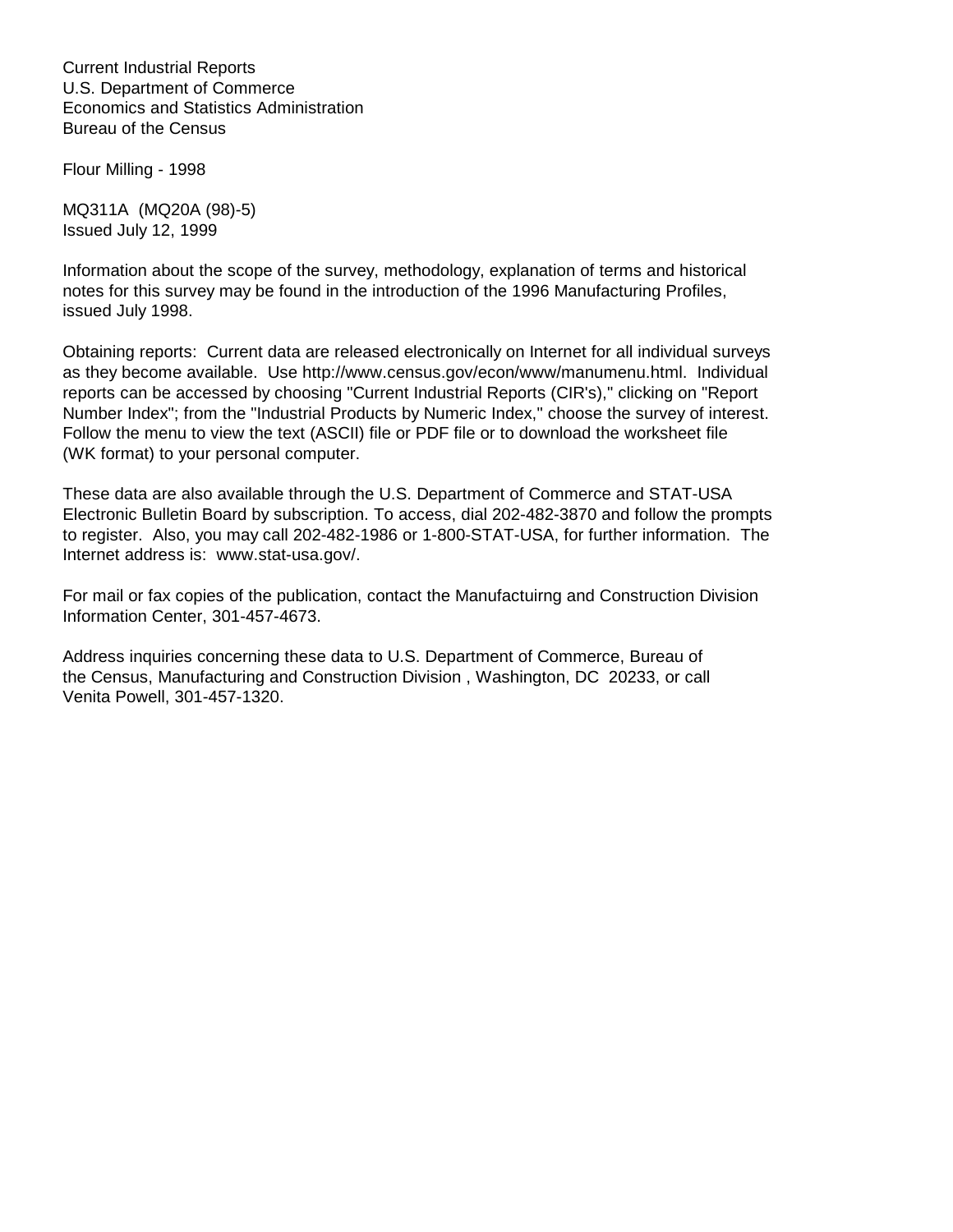Current Industrial Reports
U.S. Department of Commerce
Economics and Statistics Administration
Bureau of the Census

Flour Milling - 1998

MQ311A (MQ20A (98)-5)
Issued July 12, 1999

Information about the scope of the survey, methodology, explanation of terms and historical notes for this survey may be found in the introduction of the 1996 Manufacturing Profiles, issued July 1998.

Obtaining reports: Current data are released electronically on Internet for all individual surveys as they become available. Use http://www.census.gov/econ/www/manumenu.html. Individual reports can be accessed by choosing "Current Industrial Reports (CIR's)," clicking on "Report Number Index"; from the "Industrial Products by Numeric Index," choose the survey of interest. Follow the menu to view the text (ASCII) file or PDF file or to download the worksheet file (WK format) to your personal computer.

These data are also available through the U.S. Department of Commerce and STAT-USA Electronic Bulletin Board by subscription. To access, dial 202-482-3870 and follow the prompts to register. Also, you may call 202-482-1986 or 1-800-STAT-USA, for further information. The Internet address is: www.stat-usa.gov/.

For mail or fax copies of the publication, contact the Manufactuirng and Construction Division Information Center, 301-457-4673.

Address inquiries concerning these data to U.S. Department of Commerce, Bureau of the Census, Manufacturing and Construction Division , Washington, DC 20233, or call Venita Powell, 301-457-1320.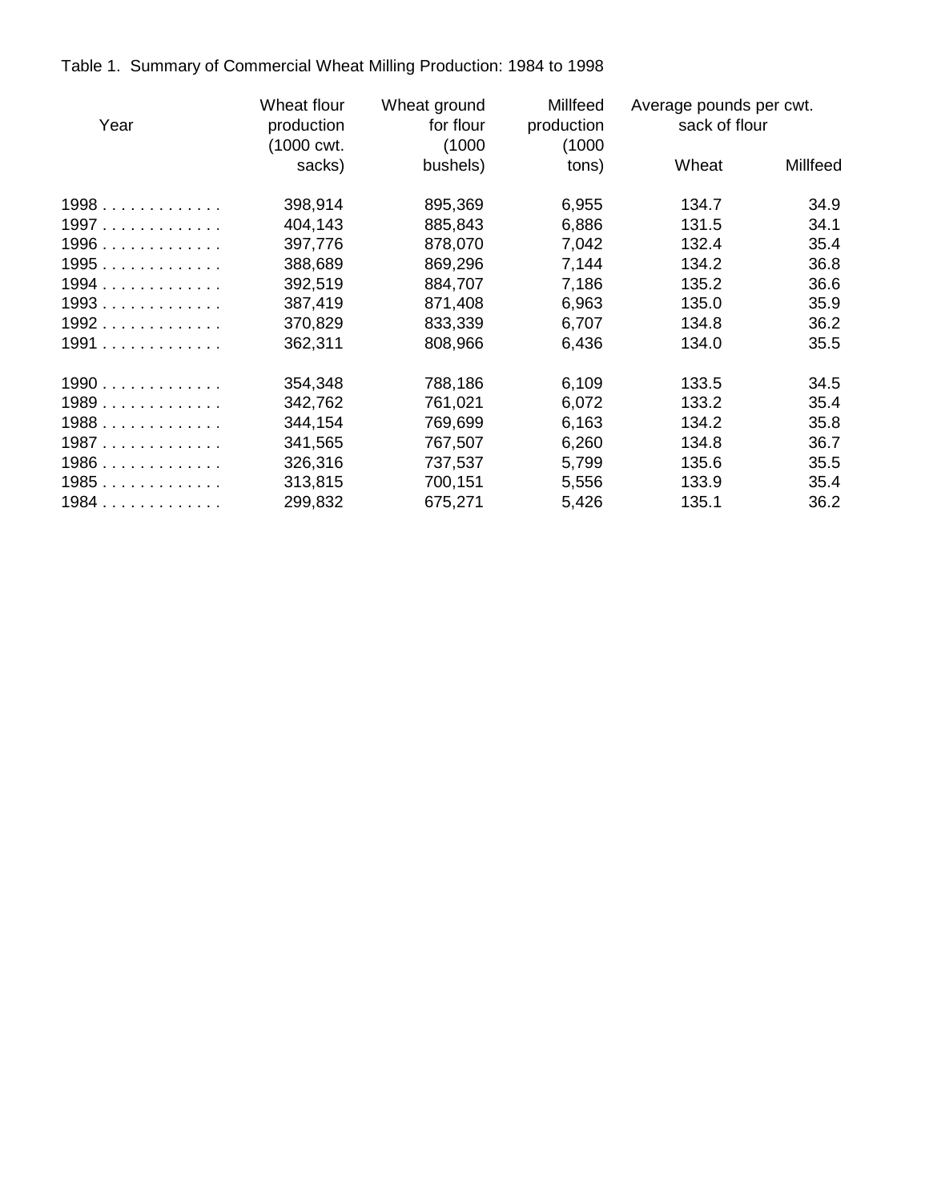Table 1.  Summary of Commercial Wheat Milling Production: 1984 to 1998

| Year | Wheat flour production (1000 cwt. sacks) | Wheat ground for flour (1000 bushels) | Millfeed production (1000 tons) | Average pounds per cwt. sack of flour | |
|---|---|---|---|---|---|
| | | | | Wheat | Millfeed |
| 1998 | 398,914 | 895,369 | 6,955 | 134.7 | 34.9 |
| 1997 | 404,143 | 885,843 | 6,886 | 131.5 | 34.1 |
| 1996 | 397,776 | 878,070 | 7,042 | 132.4 | 35.4 |
| 1995 | 388,689 | 869,296 | 7,144 | 134.2 | 36.8 |
| 1994 | 392,519 | 884,707 | 7,186 | 135.2 | 36.6 |
| 1993 | 387,419 | 871,408 | 6,963 | 135.0 | 35.9 |
| 1992 | 370,829 | 833,339 | 6,707 | 134.8 | 36.2 |
| 1991 | 362,311 | 808,966 | 6,436 | 134.0 | 35.5 |
| 1990 | 354,348 | 788,186 | 6,109 | 133.5 | 34.5 |
| 1989 | 342,762 | 761,021 | 6,072 | 133.2 | 35.4 |
| 1988 | 344,154 | 769,699 | 6,163 | 134.2 | 35.8 |
| 1987 | 341,565 | 767,507 | 6,260 | 134.8 | 36.7 |
| 1986 | 326,316 | 737,537 | 5,799 | 135.6 | 35.5 |
| 1985 | 313,815 | 700,151 | 5,556 | 133.9 | 35.4 |
| 1984 | 299,832 | 675,271 | 5,426 | 135.1 | 36.2 |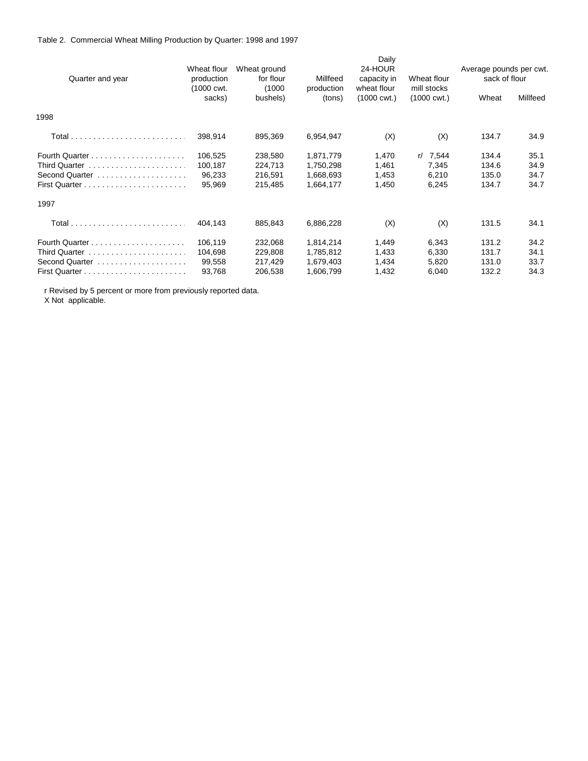Table 2. Commercial Wheat Milling Production by Quarter: 1998 and 1997

| Quarter and year | Wheat flour production (1000 cwt. sacks) | Wheat ground for flour (1000 bushels) | Millfeed production (tons) | Daily 24-HOUR capacity in wheat flour (1000 cwt.) | Wheat flour mill stocks (1000 cwt.) | Average pounds per cwt. sack of flour | |
|---|---|---|---|---|---|---|---|
| | | | | | | Wheat | Millfeed |
| 1998 | | | | | | | |
| Total | 398,914 | 895,369 | 6,954,947 | (X) | (X) | 134.7 | 34.9 |
| Fourth Quarter | 106,525 | 238,580 | 1,871,779 | 1,470 | r/ 7,544 | 134.4 | 35.1 |
| Third Quarter | 100,187 | 224,713 | 1,750,298 | 1,461 | 7,345 | 134.6 | 34.9 |
| Second Quarter | 96,233 | 216,591 | 1,668,693 | 1,453 | 6,210 | 135.0 | 34.7 |
| First Quarter | 95,969 | 215,485 | 1,664,177 | 1,450 | 6,245 | 134.7 | 34.7 |
| 1997 | | | | | | | |
| Total | 404,143 | 885,843 | 6,886,228 | (X) | (X) | 131.5 | 34.1 |
| Fourth Quarter | 106,119 | 232,068 | 1,814,214 | 1,449 | 6,343 | 131.2 | 34.2 |
| Third Quarter | 104,698 | 229,808 | 1,785,812 | 1,433 | 6,330 | 131.7 | 34.1 |
| Second Quarter | 99,558 | 217,429 | 1,679,403 | 1,434 | 5,820 | 131.0 | 33.7 |
| First Quarter | 93,768 | 206,538 | 1,606,799 | 1,432 | 6,040 | 132.2 | 34.3 |

r Revised by 5 percent or more from previously reported data.
X Not applicable.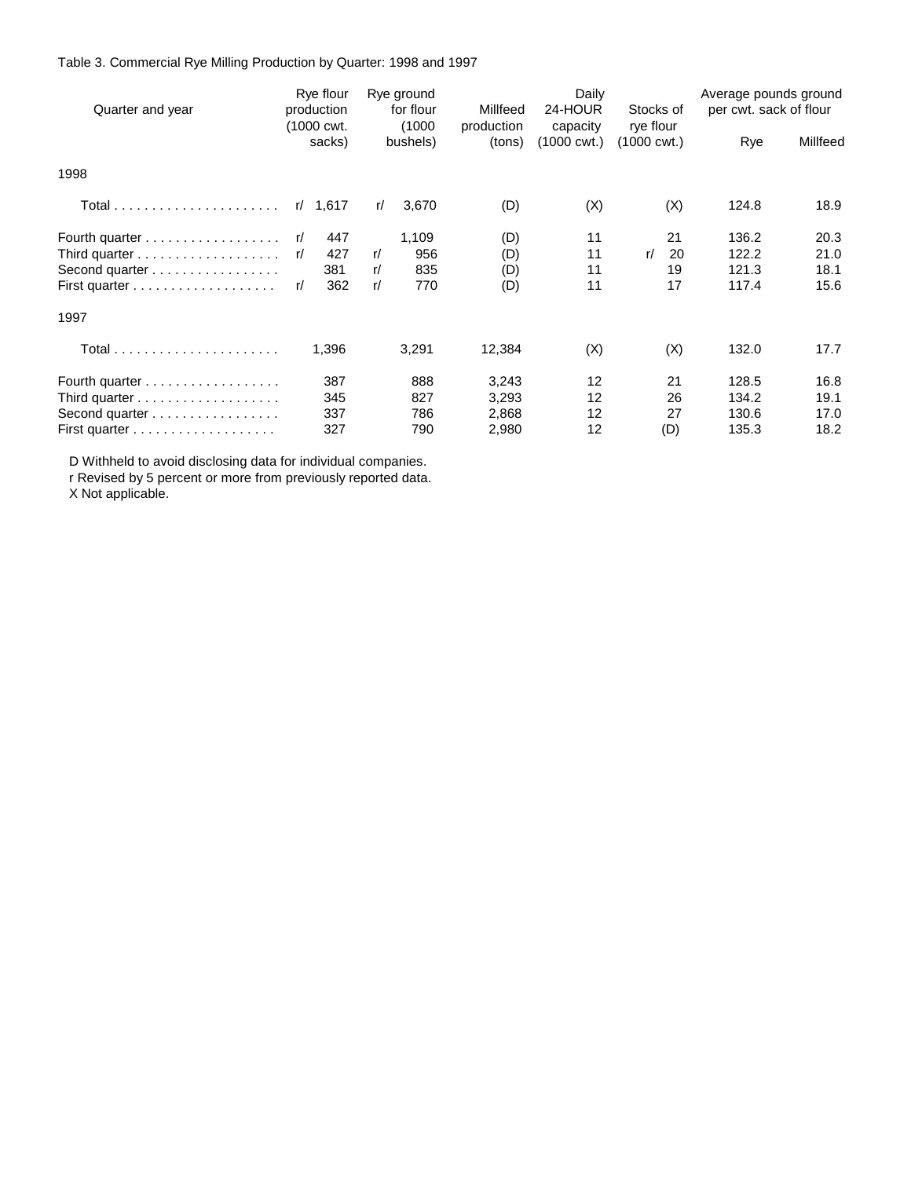Table 3. Commercial Rye Milling Production by Quarter: 1998 and 1997

| Quarter and year | Rye flour production (1000 cwt. sacks) | Rye ground for flour (1000 bushels) | Millfeed production (tons) | Daily 24-HOUR capacity (1000 cwt.) | Stocks of rye flour (1000 cwt.) | Average pounds ground per cwt. sack of flour | |
|---|---|---|---|---|---|---|---|
| | | | | | | Rye | Millfeed |
| **1998** | | | | | | | |
| Total | r/ 1,617 | r/ 3,670 | (D) | (X) | (X) | 124.8 | 18.9 |
| Fourth quarter | r/ 447 | 1,109 | (D) | 11 | 21 | 136.2 | 20.3 |
| Third quarter | r/ 427 | r/ 956 | (D) | 11 | r/ 20 | 122.2 | 21.0 |
| Second quarter | 381 | r/ 835 | (D) | 11 | 19 | 121.3 | 18.1 |
| First quarter | r/ 362 | r/ 770 | (D) | 11 | 17 | 117.4 | 15.6 |
| **1997** | | | | | | | |
| Total | 1,396 | 3,291 | 12,384 | (X) | (X) | 132.0 | 17.7 |
| Fourth quarter | 387 | 888 | 3,243 | 12 | 21 | 128.5 | 16.8 |
| Third quarter | 345 | 827 | 3,293 | 12 | 26 | 134.2 | 19.1 |
| Second quarter | 337 | 786 | 2,868 | 12 | 27 | 130.6 | 17.0 |
| First quarter | 327 | 790 | 2,980 | 12 | (D) | 135.3 | 18.2 |

D Withheld to avoid disclosing data for individual companies.
r Revised by 5 percent or more from previously reported data.
X Not applicable.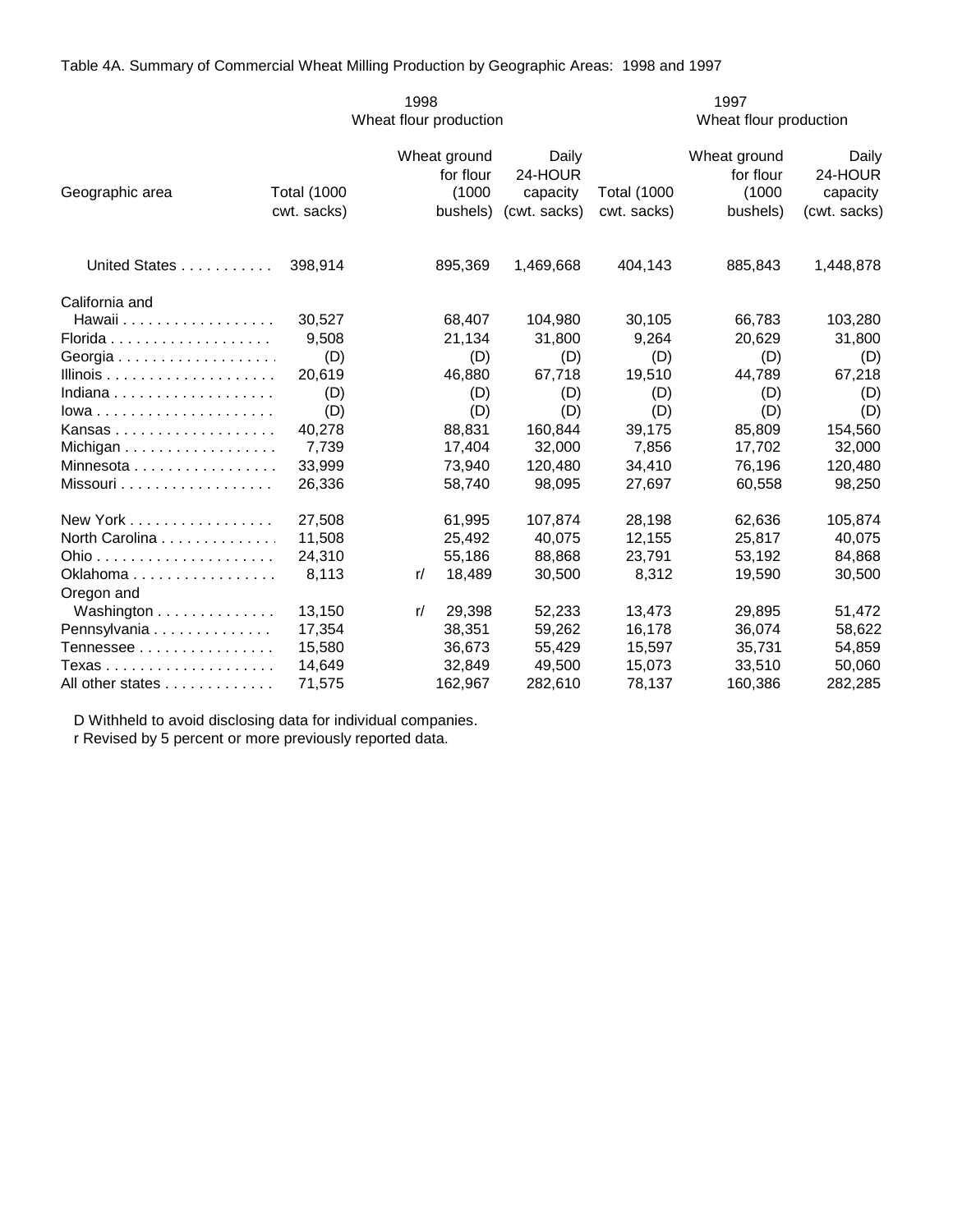Table 4A. Summary of Commercial Wheat Milling Production by Geographic Areas: 1998 and 1997

| Geographic area | 1998 Wheat flour production | | | 1997 Wheat flour production | | |
|---|---|---|---|---|---|---|
| | Total (1000 cwt. sacks) | Wheat ground for flour (1000 bushels) | Daily 24-HOUR capacity (cwt. sacks) | Total (1000 cwt. sacks) | Wheat ground for flour (1000 bushels) | Daily 24-HOUR capacity (cwt. sacks) |
| United States | 398,914 | 895,369 | 1,469,668 | 404,143 | 885,843 | 1,448,878 |
| California and Hawaii | 30,527 | 68,407 | 104,980 | 30,105 | 66,783 | 103,280 |
| Florida | 9,508 | 21,134 | 31,800 | 9,264 | 20,629 | 31,800 |
| Georgia | (D) | (D) | (D) | (D) | (D) | (D) |
| Illinois | 20,619 | 46,880 | 67,718 | 19,510 | 44,789 | 67,218 |
| Indiana | (D) | (D) | (D) | (D) | (D) | (D) |
| Iowa | (D) | (D) | (D) | (D) | (D) | (D) |
| Kansas | 40,278 | 88,831 | 160,844 | 39,175 | 85,809 | 154,560 |
| Michigan | 7,739 | 17,404 | 32,000 | 7,856 | 17,702 | 32,000 |
| Minnesota | 33,999 | 73,940 | 120,480 | 34,410 | 76,196 | 120,480 |
| Missouri | 26,336 | 58,740 | 98,095 | 27,697 | 60,558 | 98,250 |
| New York | 27,508 | 61,995 | 107,874 | 28,198 | 62,636 | 105,874 |
| North Carolina | 11,508 | 25,492 | 40,075 | 12,155 | 25,817 | 40,075 |
| Ohio | 24,310 | 55,186 | 88,868 | 23,791 | 53,192 | 84,868 |
| Oklahoma | 8,113 | r/ 18,489 | 30,500 | 8,312 | 19,590 | 30,500 |
| Oregon and Washington | 13,150 | r/ 29,398 | 52,233 | 13,473 | 29,895 | 51,472 |
| Pennsylvania | 17,354 | 38,351 | 59,262 | 16,178 | 36,074 | 58,622 |
| Tennessee | 15,580 | 36,673 | 55,429 | 15,597 | 35,731 | 54,859 |
| Texas | 14,649 | 32,849 | 49,500 | 15,073 | 33,510 | 50,060 |
| All other states | 71,575 | 162,967 | 282,610 | 78,137 | 160,386 | 282,285 |

D Withheld to avoid disclosing data for individual companies.
r Revised by 5 percent or more previously reported data.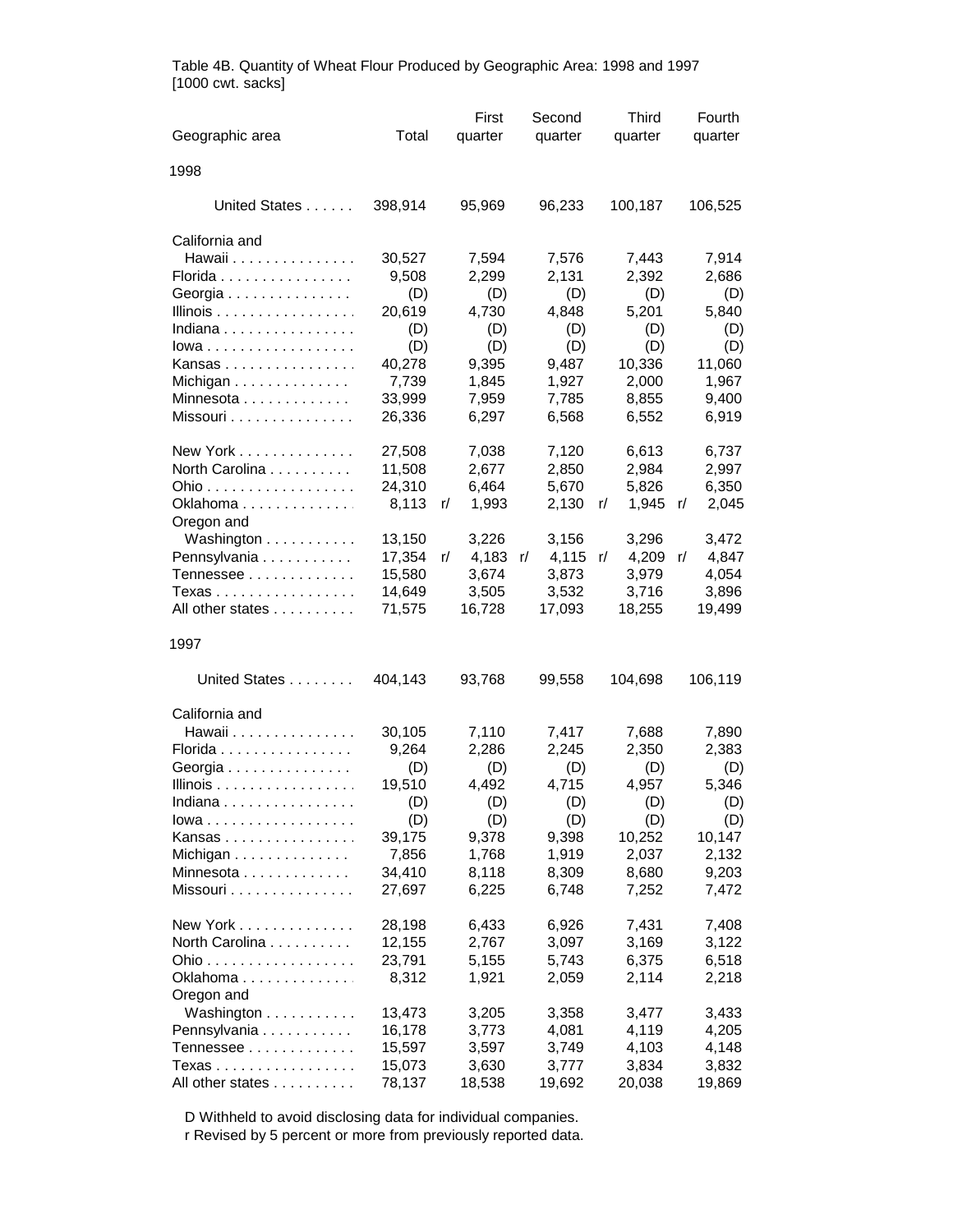Table 4B. Quantity of Wheat Flour Produced by Geographic Area: 1998 and 1997
[1000 cwt. sacks]

| Geographic area | Total | First quarter | Second quarter | Third quarter | Fourth quarter |
|---|---|---|---|---|---|
| **1998** | | | | | |
| United States | 398,914 | 95,969 | 96,233 | 100,187 | 106,525 |
| California and Hawaii | 30,527 | 7,594 | 7,576 | 7,443 | 7,914 |
| Florida | 9,508 | 2,299 | 2,131 | 2,392 | 2,686 |
| Georgia | (D) | (D) | (D) | (D) | (D) |
| Illinois | 20,619 | 4,730 | 4,848 | 5,201 | 5,840 |
| Indiana | (D) | (D) | (D) | (D) | (D) |
| Iowa | (D) | (D) | (D) | (D) | (D) |
| Kansas | 40,278 | 9,395 | 9,487 | 10,336 | 11,060 |
| Michigan | 7,739 | 1,845 | 1,927 | 2,000 | 1,967 |
| Minnesota | 33,999 | 7,959 | 7,785 | 8,855 | 9,400 |
| Missouri | 26,336 | 6,297 | 6,568 | 6,552 | 6,919 |
| New York | 27,508 | 7,038 | 7,120 | 6,613 | 6,737 |
| North Carolina | 11,508 | 2,677 | 2,850 | 2,984 | 2,997 |
| Ohio | 24,310 | 6,464 | 5,670 | 5,826 | 6,350 |
| Oklahoma | 8,113 r/ | 1,993 | 2,130 r/ | 1,945 r/ | 2,045 |
| Oregon and Washington | 13,150 | 3,226 | 3,156 | 3,296 | 3,472 |
| Pennsylvania | 17,354 r/ | 4,183 r/ | 4,115 r/ | 4,209 r/ | 4,847 |
| Tennessee | 15,580 | 3,674 | 3,873 | 3,979 | 4,054 |
| Texas | 14,649 | 3,505 | 3,532 | 3,716 | 3,896 |
| All other states | 71,575 | 16,728 | 17,093 | 18,255 | 19,499 |
| **1997** | | | | | |
| United States | 404,143 | 93,768 | 99,558 | 104,698 | 106,119 |
| California and Hawaii | 30,105 | 7,110 | 7,417 | 7,688 | 7,890 |
| Florida | 9,264 | 2,286 | 2,245 | 2,350 | 2,383 |
| Georgia | (D) | (D) | (D) | (D) | (D) |
| Illinois | 19,510 | 4,492 | 4,715 | 4,957 | 5,346 |
| Indiana | (D) | (D) | (D) | (D) | (D) |
| Iowa | (D) | (D) | (D) | (D) | (D) |
| Kansas | 39,175 | 9,378 | 9,398 | 10,252 | 10,147 |
| Michigan | 7,856 | 1,768 | 1,919 | 2,037 | 2,132 |
| Minnesota | 34,410 | 8,118 | 8,309 | 8,680 | 9,203 |
| Missouri | 27,697 | 6,225 | 6,748 | 7,252 | 7,472 |
| New York | 28,198 | 6,433 | 6,926 | 7,431 | 7,408 |
| North Carolina | 12,155 | 2,767 | 3,097 | 3,169 | 3,122 |
| Ohio | 23,791 | 5,155 | 5,743 | 6,375 | 6,518 |
| Oklahoma | 8,312 | 1,921 | 2,059 | 2,114 | 2,218 |
| Oregon and Washington | 13,473 | 3,205 | 3,358 | 3,477 | 3,433 |
| Pennsylvania | 16,178 | 3,773 | 4,081 | 4,119 | 4,205 |
| Tennessee | 15,597 | 3,597 | 3,749 | 4,103 | 4,148 |
| Texas | 15,073 | 3,630 | 3,777 | 3,834 | 3,832 |
| All other states | 78,137 | 18,538 | 19,692 | 20,038 | 19,869 |

D Withheld to avoid disclosing data for individual companies.
r Revised by 5 percent or more from previously reported data.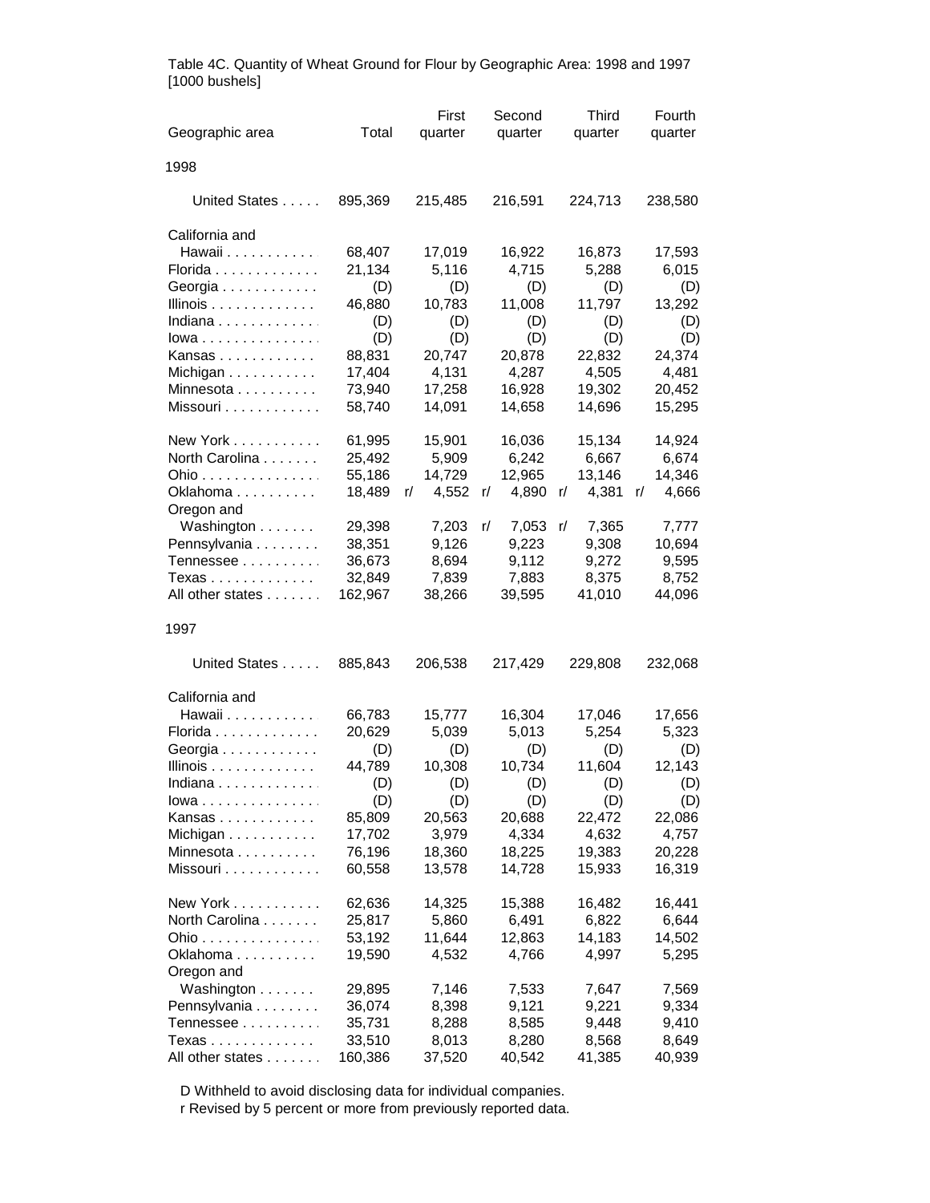Table 4C. Quantity of Wheat Ground for Flour by Geographic Area: 1998 and 1997
[1000 bushels]

| Geographic area | Total | First quarter | Second quarter | Third quarter | Fourth quarter |
|---|---|---|---|---|---|
| **1998** | | | | | |
| United States | 895,369 | 215,485 | 216,591 | 224,713 | 238,580 |
| California and Hawaii | 68,407 | 17,019 | 16,922 | 16,873 | 17,593 |
| Florida | 21,134 | 5,116 | 4,715 | 5,288 | 6,015 |
| Georgia | (D) | (D) | (D) | (D) | (D) |
| Illinois | 46,880 | 10,783 | 11,008 | 11,797 | 13,292 |
| Indiana | (D) | (D) | (D) | (D) | (D) |
| Iowa | (D) | (D) | (D) | (D) | (D) |
| Kansas | 88,831 | 20,747 | 20,878 | 22,832 | 24,374 |
| Michigan | 17,404 | 4,131 | 4,287 | 4,505 | 4,481 |
| Minnesota | 73,940 | 17,258 | 16,928 | 19,302 | 20,452 |
| Missouri | 58,740 | 14,091 | 14,658 | 14,696 | 15,295 |
| New York | 61,995 | 15,901 | 16,036 | 15,134 | 14,924 |
| North Carolina | 25,492 | 5,909 | 6,242 | 6,667 | 6,674 |
| Ohio | 55,186 | 14,729 | 12,965 | 13,146 | 14,346 |
| Oklahoma | 18,489 | r/ 4,552 | r/ 4,890 | r/ 4,381 | r/ 4,666 |
| Oregon and Washington | 29,398 | 7,203 | r/ 7,053 | r/ 7,365 | 7,777 |
| Pennsylvania | 38,351 | 9,126 | 9,223 | 9,308 | 10,694 |
| Tennessee | 36,673 | 8,694 | 9,112 | 9,272 | 9,595 |
| Texas | 32,849 | 7,839 | 7,883 | 8,375 | 8,752 |
| All other states | 162,967 | 38,266 | 39,595 | 41,010 | 44,096 |
| **1997** | | | | | |
| United States | 885,843 | 206,538 | 217,429 | 229,808 | 232,068 |
| California and Hawaii | 66,783 | 15,777 | 16,304 | 17,046 | 17,656 |
| Florida | 20,629 | 5,039 | 5,013 | 5,254 | 5,323 |
| Georgia | (D) | (D) | (D) | (D) | (D) |
| Illinois | 44,789 | 10,308 | 10,734 | 11,604 | 12,143 |
| Indiana | (D) | (D) | (D) | (D) | (D) |
| Iowa | (D) | (D) | (D) | (D) | (D) |
| Kansas | 85,809 | 20,563 | 20,688 | 22,472 | 22,086 |
| Michigan | 17,702 | 3,979 | 4,334 | 4,632 | 4,757 |
| Minnesota | 76,196 | 18,360 | 18,225 | 19,383 | 20,228 |
| Missouri | 60,558 | 13,578 | 14,728 | 15,933 | 16,319 |
| New York | 62,636 | 14,325 | 15,388 | 16,482 | 16,441 |
| North Carolina | 25,817 | 5,860 | 6,491 | 6,822 | 6,644 |
| Ohio | 53,192 | 11,644 | 12,863 | 14,183 | 14,502 |
| Oklahoma | 19,590 | 4,532 | 4,766 | 4,997 | 5,295 |
| Oregon and Washington | 29,895 | 7,146 | 7,533 | 7,647 | 7,569 |
| Pennsylvania | 36,074 | 8,398 | 9,121 | 9,221 | 9,334 |
| Tennessee | 35,731 | 8,288 | 8,585 | 9,448 | 9,410 |
| Texas | 33,510 | 8,013 | 8,280 | 8,568 | 8,649 |
| All other states | 160,386 | 37,520 | 40,542 | 41,385 | 40,939 |

D Withheld to avoid disclosing data for individual companies.
r Revised by 5 percent or more from previously reported data.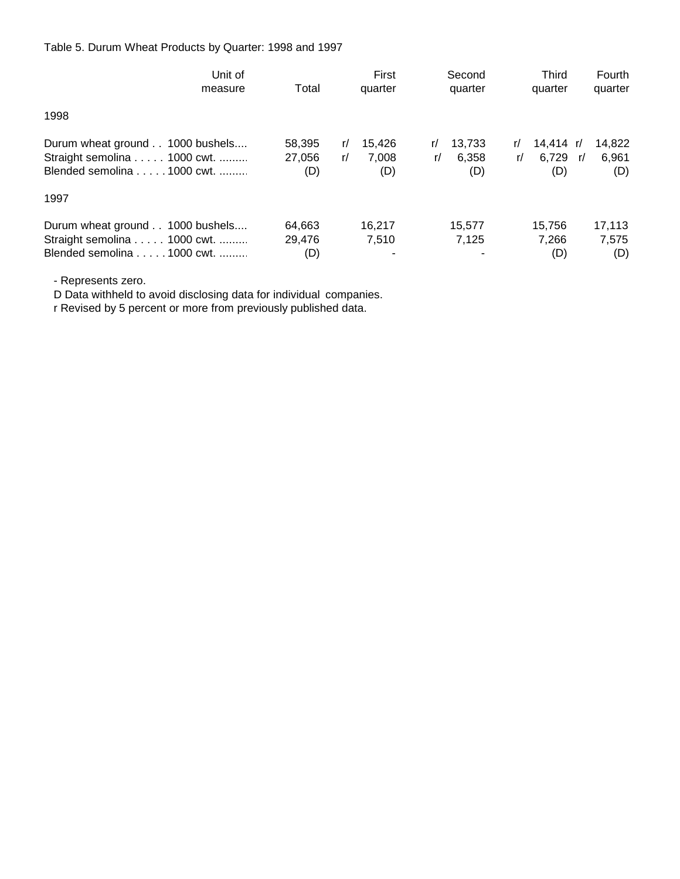Table 5. Durum Wheat Products by Quarter: 1998 and 1997

| | Unit of measure | Total | First quarter | Second quarter | Third quarter | Fourth quarter |
|---|---|---|---|---|---|---|
| 1998 | | | | | | |
| Durum wheat ground . . | 1000 bushels.... | 58,395 | r/ 15,426 | r/ 13,733 | r/ 14,414 | r/ 14,822 |
| Straight semolina . . . . . | 1000 cwt. ......... | 27,056 | r/ 7,008 | r/ 6,358 | r/ 6,729 | r/ 6,961 |
| Blended semolina . . . . . | 1000 cwt. ......... | (D) | (D) | (D) | (D) | (D) |
| 1997 | | | | | | |
| Durum wheat ground . . | 1000 bushels.... | 64,663 | 16,217 | 15,577 | 15,756 | 17,113 |
| Straight semolina . . . . . | 1000 cwt. ......... | 29,476 | 7,510 | 7,125 | 7,266 | 7,575 |
| Blended semolina . . . . . | 1000 cwt. ......... | (D) | - | - | (D) | (D) |

- Represents zero.

D Data withheld to avoid disclosing data for individual companies.

r Revised by 5 percent or more from previously published data.